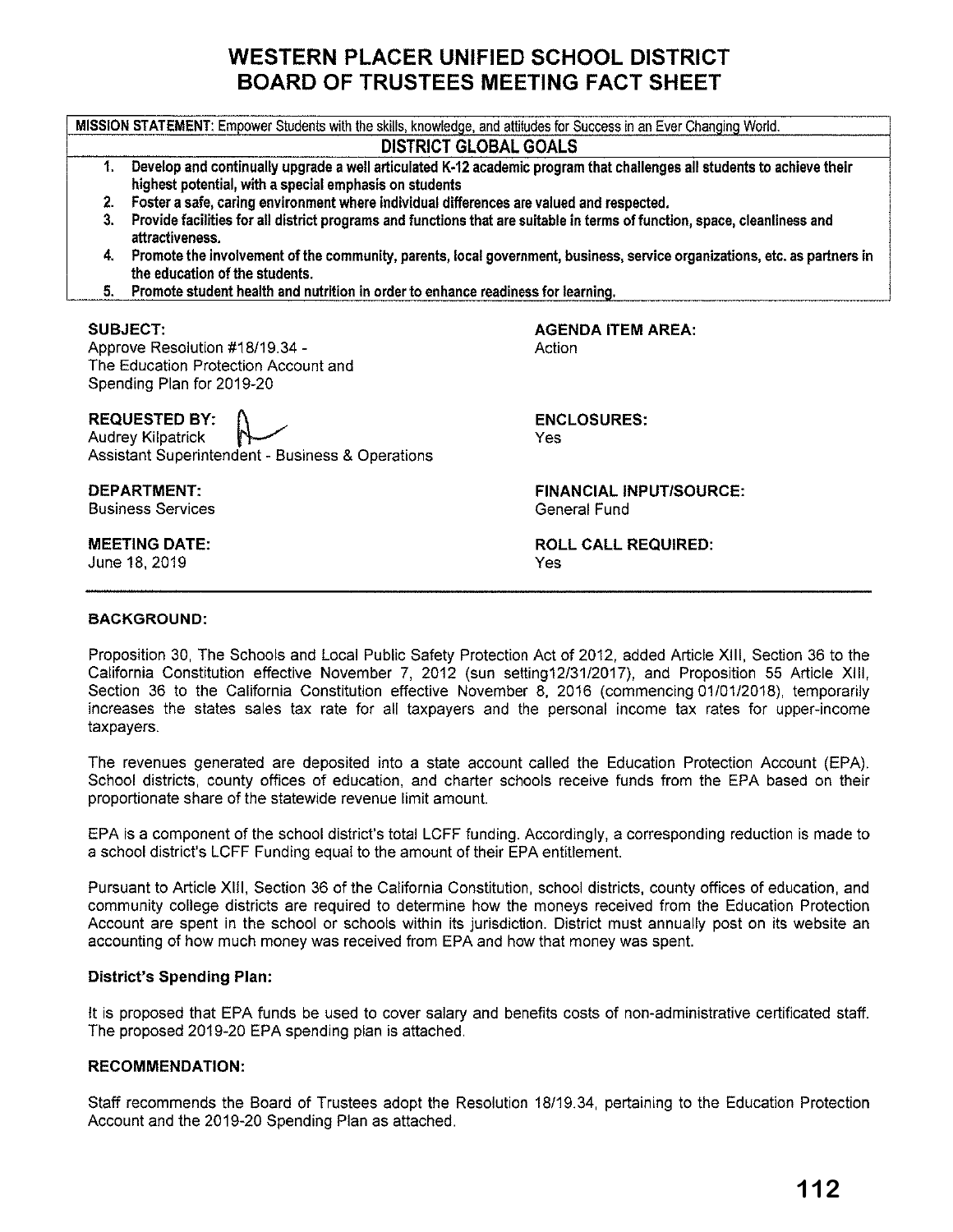# WESTERN PLACER UNIFIED SCHOOL DISTRICT
# BOARD OF TRUSTEES MEETING FACT SHEET

**MISSION STATEMENT**: Empower Students with the skills, knowledge, and attitudes for Success in an Ever Changing World.

## DISTRICT GLOBAL GOALS

1. **Develop and continually upgrade a well articulated K-12 academic program that challenges all students to achieve their highest potential, with a special emphasis on students**
2. **Foster a safe, caring environment where individual differences are valued and respected.**
3. **Provide facilities for all district programs and functions that are suitable in terms of function, space, cleanliness and attractiveness.**
4. **Promote the involvement of the community, parents, local government, business, service organizations, etc. as partners in the education of the students.**
5. **Promote student health and nutrition in order to enhance readiness for learning.**

**SUBJECT:**
Approve Resolution #18/19.34 -
The Education Protection Account and
Spending Plan for 2019-20

**AGENDA ITEM AREA:**
Action

**REQUESTED BY:**
Audrey Kilpatrick
Assistant Superintendent - Business & Operations

**ENCLOSURES:**
Yes

**DEPARTMENT:**
Business Services

**FINANCIAL INPUT/SOURCE:**
General Fund

**MEETING DATE:**
June 18, 2019

**ROLL CALL REQUIRED:**
Yes

---

**BACKGROUND:**

Proposition 30, The Schools and Local Public Safety Protection Act of 2012, added Article XIII, Section 36 to the California Constitution effective November 7, 2012 (sun setting12/31/2017), and Proposition 55 Article XIII, Section 36 to the California Constitution effective November 8, 2016 (commencing 01/01/2018), temporarily increases the states sales tax rate for all taxpayers and the personal income tax rates for upper-income taxpayers.

The revenues generated are deposited into a state account called the Education Protection Account (EPA). School districts, county offices of education, and charter schools receive funds from the EPA based on their proportionate share of the statewide revenue limit amount.

EPA is a component of the school district's total LCFF funding. Accordingly, a corresponding reduction is made to a school district's LCFF Funding equal to the amount of their EPA entitlement.

Pursuant to Article XIII, Section 36 of the California Constitution, school districts, county offices of education, and community college districts are required to determine how the moneys received from the Education Protection Account are spent in the school or schools within its jurisdiction. District must annually post on its website an accounting of how much money was received from EPA and how that money was spent.

**District's Spending Plan:**

It is proposed that EPA funds be used to cover salary and benefits costs of non-administrative certificated staff. The proposed 2019-20 EPA spending plan is attached.

**RECOMMENDATION:**

Staff recommends the Board of Trustees adopt the Resolution 18/19.34, pertaining to the Education Protection Account and the 2019-20 Spending Plan as attached.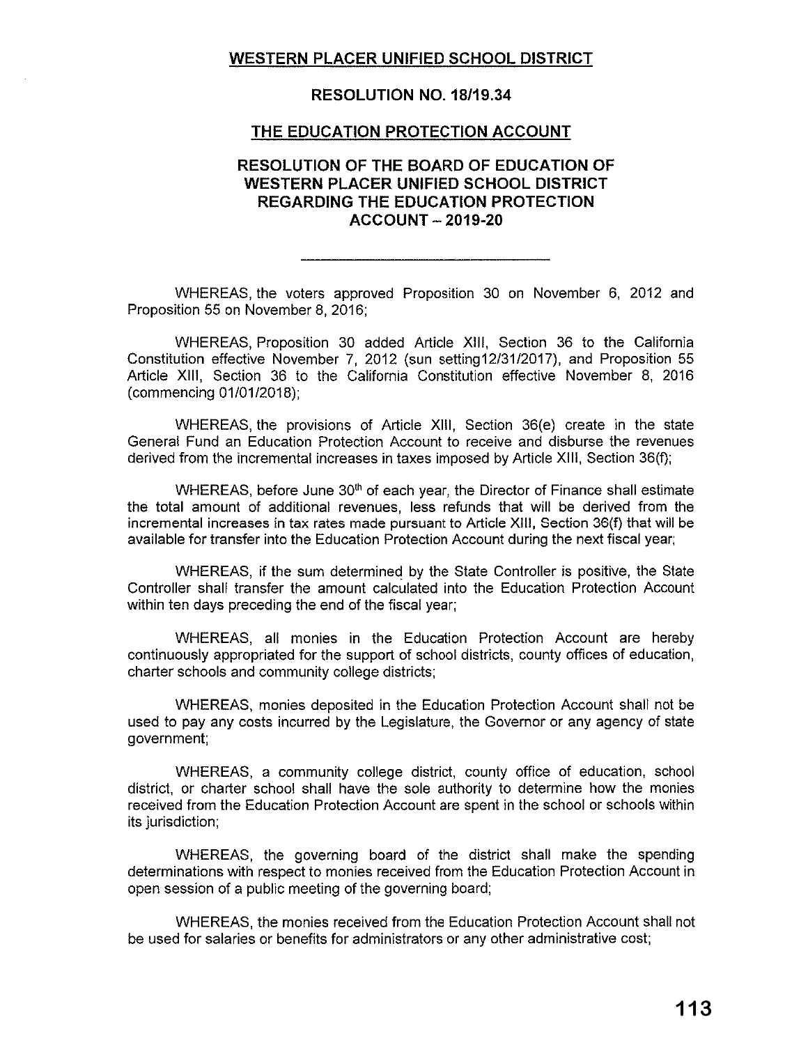**WESTERN PLACER UNIFIED SCHOOL DISTRICT**

**RESOLUTION NO. 18/19.34**

**THE EDUCATION PROTECTION ACCOUNT**

**RESOLUTION OF THE BOARD OF EDUCATION OF WESTERN PLACER UNIFIED SCHOOL DISTRICT REGARDING THE EDUCATION PROTECTION ACCOUNT – 2019-20**

---

WHEREAS, the voters approved Proposition 30 on November 6, 2012 and Proposition 55 on November 8, 2016;

WHEREAS, Proposition 30 added Article XIII, Section 36 to the California Constitution effective November 7, 2012 (sun setting12/31/2017), and Proposition 55 Article XIII, Section 36 to the California Constitution effective November 8, 2016 (commencing 01/01/2018);

WHEREAS, the provisions of Article XIII, Section 36(e) create in the state General Fund an Education Protection Account to receive and disburse the revenues derived from the incremental increases in taxes imposed by Article XIII, Section 36(f);

WHEREAS, before June 30th of each year, the Director of Finance shall estimate the total amount of additional revenues, less refunds that will be derived from the incremental increases in tax rates made pursuant to Article XIII, Section 36(f) that will be available for transfer into the Education Protection Account during the next fiscal year;

WHEREAS, if the sum determined by the State Controller is positive, the State Controller shall transfer the amount calculated into the Education Protection Account within ten days preceding the end of the fiscal year;

WHEREAS, all monies in the Education Protection Account are hereby continuously appropriated for the support of school districts, county offices of education, charter schools and community college districts;

WHEREAS, monies deposited in the Education Protection Account shall not be used to pay any costs incurred by the Legislature, the Governor or any agency of state government;

WHEREAS, a community college district, county office of education, school district, or charter school shall have the sole authority to determine how the monies received from the Education Protection Account are spent in the school or schools within its jurisdiction;

WHEREAS, the governing board of the district shall make the spending determinations with respect to monies received from the Education Protection Account in open session of a public meeting of the governing board;

WHEREAS, the monies received from the Education Protection Account shall not be used for salaries or benefits for administrators or any other administrative cost;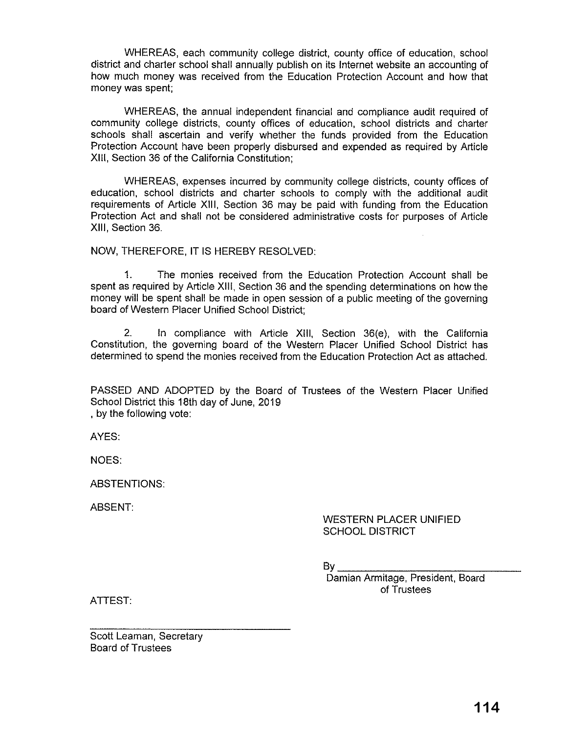WHEREAS, each community college district, county office of education, school district and charter school shall annually publish on its Internet website an accounting of how much money was received from the Education Protection Account and how that money was spent;

WHEREAS, the annual independent financial and compliance audit required of community college districts, county offices of education, school districts and charter schools shall ascertain and verify whether the funds provided from the Education Protection Account have been properly disbursed and expended as required by Article XIII, Section 36 of the California Constitution;

WHEREAS, expenses incurred by community college districts, county offices of education, school districts and charter schools to comply with the additional audit requirements of Article XIII, Section 36 may be paid with funding from the Education Protection Act and shall not be considered administrative costs for purposes of Article XIII, Section 36.

NOW, THEREFORE, IT IS HEREBY RESOLVED:

1. The monies received from the Education Protection Account shall be spent as required by Article XIII, Section 36 and the spending determinations on how the money will be spent shall be made in open session of a public meeting of the governing board of Western Placer Unified School District;

2. In compliance with Article XIII, Section 36(e), with the California Constitution, the governing board of the Western Placer Unified School District has determined to spend the monies received from the Education Protection Act as attached.

PASSED AND ADOPTED by the Board of Trustees of the Western Placer Unified School District this 18th day of June, 2019
, by the following vote:

AYES:

NOES:

ABSTENTIONS:

ABSENT:

WESTERN PLACER UNIFIED SCHOOL DISTRICT

By ______________________________
Damian Armitage, President, Board of Trustees

ATTEST:

______________________________
Scott Leaman, Secretary
Board of Trustees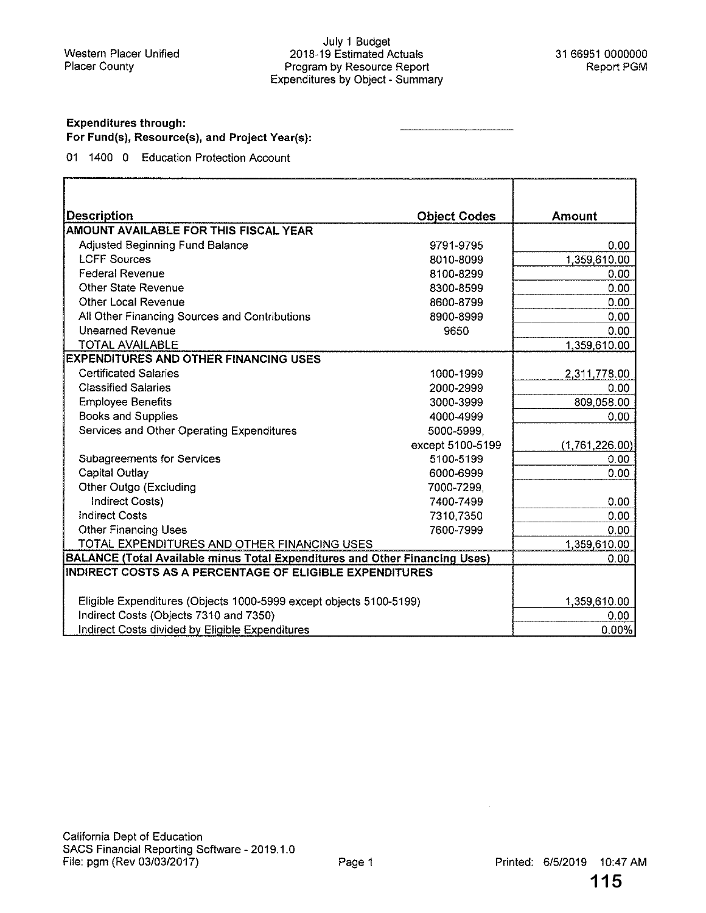Western Placer Unified
Placer County

July 1 Budget
2018-19 Estimated Actuals
Program by Resource Report
Expenditures by Object - Summary

31 66951 0000000
Report PGM

**Expenditures through:** ____________________

**For Fund(s), Resource(s), and Project Year(s):**

01 1400 0 Education Protection Account

| Description | Object Codes | Amount |
|---|---|---|
| **AMOUNT AVAILABLE FOR THIS FISCAL YEAR** | | |
| Adjusted Beginning Fund Balance | 9791-9795 | 0.00 |
| LCFF Sources | 8010-8099 | 1,359,610.00 |
| Federal Revenue | 8100-8299 | 0.00 |
| Other State Revenue | 8300-8599 | 0.00 |
| Other Local Revenue | 8600-8799 | 0.00 |
| All Other Financing Sources and Contributions | 8900-8999 | 0.00 |
| Unearned Revenue | 9650 | 0.00 |
| TOTAL AVAILABLE | | 1,359,610.00 |
| **EXPENDITURES AND OTHER FINANCING USES** | | |
| Certificated Salaries | 1000-1999 | 2,311,778.00 |
| Classified Salaries | 2000-2999 | 0.00 |
| Employee Benefits | 3000-3999 | 809,058.00 |
| Books and Supplies | 4000-4999 | 0.00 |
| Services and Other Operating Expenditures | 5000-5999, except 5100-5199 | (1,761,226.00) |
| Subagreements for Services | 5100-5199 | 0.00 |
| Capital Outlay | 6000-6999 | 0.00 |
| Other Outgo (Excluding Indirect Costs) | 7000-7299, 7400-7499 | 0.00 |
| Indirect Costs | 7310,7350 | 0.00 |
| Other Financing Uses | 7600-7999 | 0.00 |
| TOTAL EXPENDITURES AND OTHER FINANCING USES | | 1,359,610.00 |
| **BALANCE (Total Available minus Total Expenditures and Other Financing Uses)** | | 0.00 |
| **INDIRECT COSTS AS A PERCENTAGE OF ELIGIBLE EXPENDITURES** | | |
| Eligible Expenditures (Objects 1000-5999 except objects 5100-5199) | | 1,359,610.00 |
| Indirect Costs (Objects 7310 and 7350) | | 0.00 |
| Indirect Costs divided by Eligible Expenditures | | 0.00% |

California Dept of Education
SACS Financial Reporting Software - 2019.1.0
File: pgm (Rev 03/03/2017)

Printed: 6/5/2019 10:47 AM